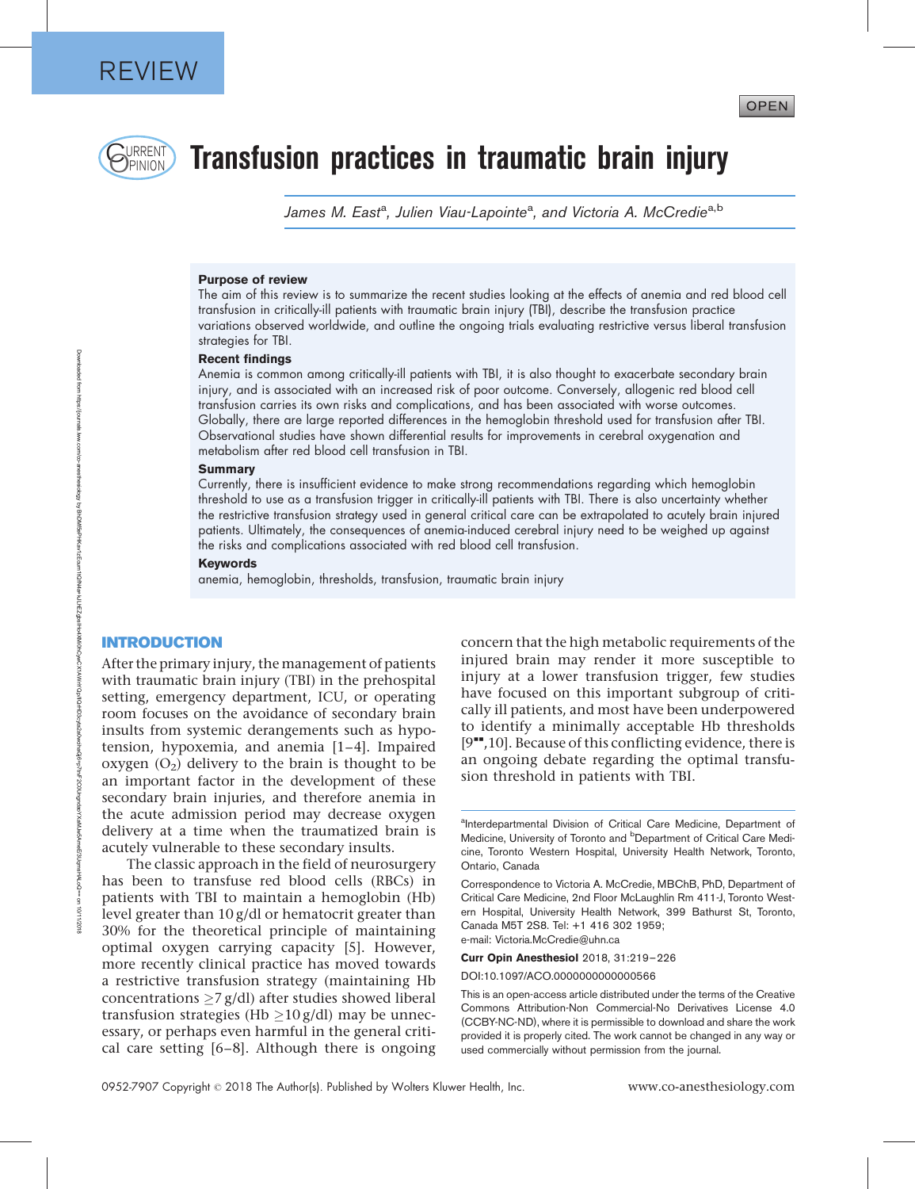REVIEW

# Transfusion practices in traumatic brain injury

James M. East[a], Julien Viau-Lapointe[a], and Victoria A. McCredie[a,b]

**Purpose of review**

The aim of this review is to summarize the recent studies looking at the effects of anemia and red blood cell transfusion in critically-ill patients with traumatic brain injury (TBI), describe the transfusion practice variations observed worldwide, and outline the ongoing trials evaluating restrictive versus liberal transfusion strategies for TBI.

**Recent findings**

Anemia is common among critically-ill patients with TBI, it is also thought to exacerbate secondary brain injury, and is associated with an increased risk of poor outcome. Conversely, allogenic red blood cell transfusion carries its own risks and complications, and has been associated with worse outcomes. Globally, there are large reported differences in the hemoglobin threshold used for transfusion after TBI. Observational studies have shown differential results for improvements in cerebral oxygenation and metabolism after red blood cell transfusion in TBI.

**Summary**

Currently, there is insufficient evidence to make strong recommendations regarding which hemoglobin threshold to use as a transfusion trigger in critically-ill patients with TBI. There is also uncertainty whether the restrictive transfusion strategy used in general critical care can be extrapolated to acutely brain injured patients. Ultimately, the consequences of anemia-induced cerebral injury need to be weighed up against the risks and complications associated with red blood cell transfusion.

**Keywords**

anemia, hemoglobin, thresholds, transfusion, traumatic brain injury

## INTRODUCTION

After the primary injury, the management of patients with traumatic brain injury (TBI) in the prehospital setting, emergency department, ICU, or operating room focuses on the avoidance of secondary brain insults from systemic derangements such as hypotension, hypoxemia, and anemia [1–4]. Impaired oxygen ($O_2$) delivery to the brain is thought to be an important factor in the development of these secondary brain injuries, and therefore anemia in the acute admission period may decrease oxygen delivery at a time when the traumatized brain is acutely vulnerable to these secondary insults.

The classic approach in the field of neurosurgery has been to transfuse red blood cells (RBCs) in patients with TBI to maintain a hemoglobin (Hb) level greater than 10 g/dl or hematocrit greater than 30% for the theoretical principle of maintaining optimal oxygen carrying capacity [5]. However, more recently clinical practice has moved towards a restrictive transfusion strategy (maintaining Hb concentrations $\geq$7 g/dl) after studies showed liberal transfusion strategies (Hb $\geq$10 g/dl) may be unnecessary, or perhaps even harmful in the general critical care setting [6–8]. Although there is ongoing concern that the high metabolic requirements of the injured brain may render it more susceptible to injury at a lower transfusion trigger, few studies have focused on this important subgroup of critically ill patients, and most have been underpowered to identify a minimally acceptable Hb thresholds [9▪▪,10]. Because of this conflicting evidence, there is an ongoing debate regarding the optimal transfusion threshold in patients with TBI.

[a]Interdepartmental Division of Critical Care Medicine, Department of Medicine, University of Toronto and [b]Department of Critical Care Medicine, Toronto Western Hospital, University Health Network, Toronto, Ontario, Canada

Correspondence to Victoria A. McCredie, MBChB, PhD, Department of Critical Care Medicine, 2nd Floor McLaughlin Rm 411-J, Toronto Western Hospital, University Health Network, 399 Bathurst St, Toronto, Canada M5T 2S8. Tel: +1 416 302 1959; e-mail: Victoria.McCredie@uhn.ca

**Curr Opin Anesthesiol** 2018, 31:219–226

DOI:10.1097/ACO.0000000000000566

This is an open-access article distributed under the terms of the Creative Commons Attribution-Non Commercial-No Derivatives License 4.0 (CCBY-NC-ND), where it is permissible to download and share the work provided it is properly cited. The work cannot be changed in any way or used commercially without permission from the journal.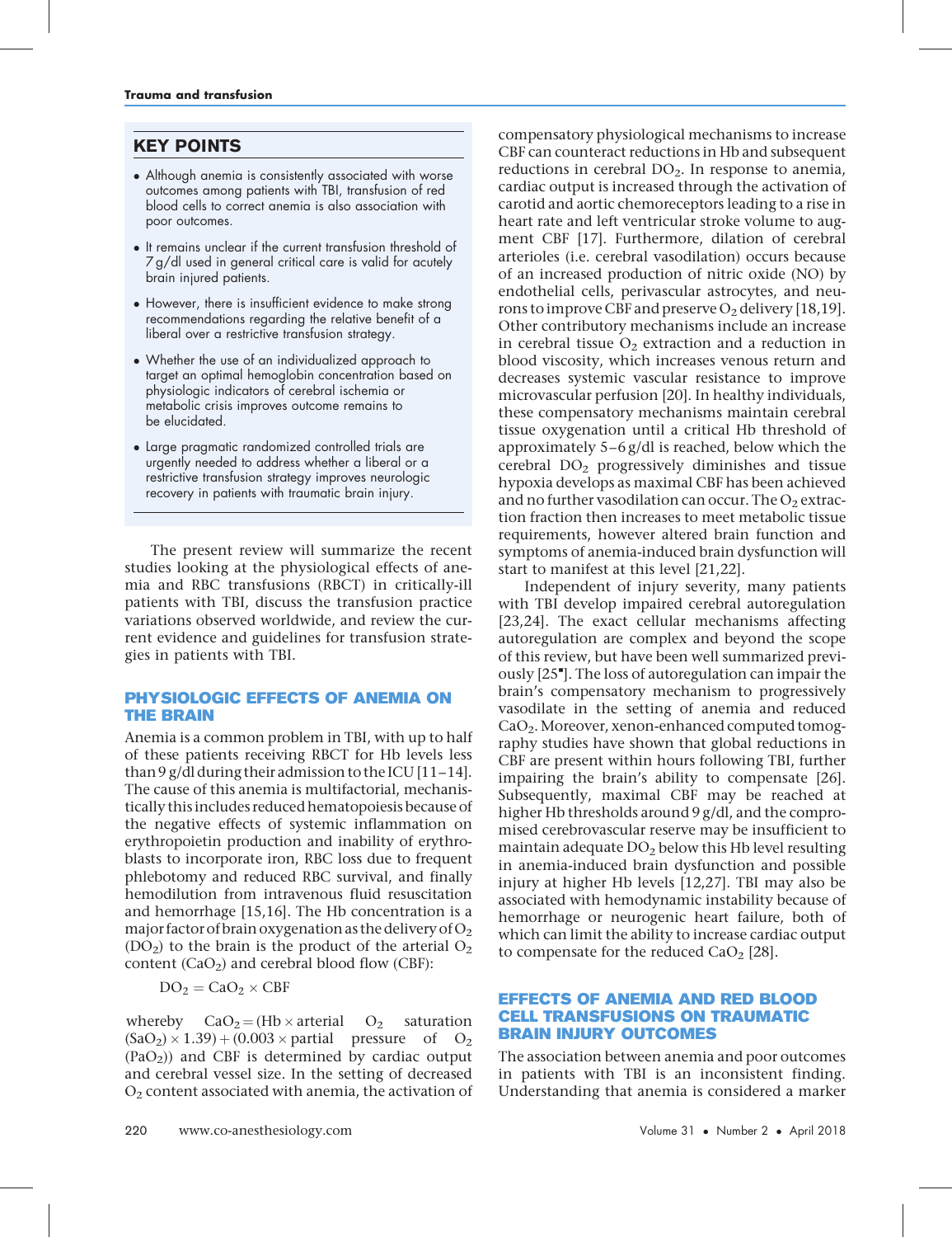## KEY POINTS

- Although anemia is consistently associated with worse outcomes among patients with TBI, transfusion of red blood cells to correct anemia is also association with poor outcomes.
- It remains unclear if the current transfusion threshold of 7 g/dl used in general critical care is valid for acutely brain injured patients.
- However, there is insufficient evidence to make strong recommendations regarding the relative benefit of a liberal over a restrictive transfusion strategy.
- Whether the use of an individualized approach to target an optimal hemoglobin concentration based on physiologic indicators of cerebral ischemia or metabolic crisis improves outcome remains to be elucidated.
- Large pragmatic randomized controlled trials are urgently needed to address whether a liberal or a restrictive transfusion strategy improves neurologic recovery in patients with traumatic brain injury.

The present review will summarize the recent studies looking at the physiological effects of anemia and RBC transfusions (RBCT) in critically-ill patients with TBI, discuss the transfusion practice variations observed worldwide, and review the current evidence and guidelines for transfusion strategies in patients with TBI.

## PHYSIOLOGIC EFFECTS OF ANEMIA ON THE BRAIN

Anemia is a common problem in TBI, with up to half of these patients receiving RBCT for Hb levels less than 9 g/dl during their admission to the ICU [11–14]. The cause of this anemia is multifactorial, mechanistically this includes reduced hematopoiesis because of the negative effects of systemic inflammation on erythropoietin production and inability of erythroblasts to incorporate iron, RBC loss due to frequent phlebotomy and reduced RBC survival, and finally hemodilution from intravenous fluid resuscitation and hemorrhage [15,16]. The Hb concentration is a major factor of brain oxygenation as the delivery of $O_2$ ($DO_2$) to the brain is the product of the arterial $O_2$ content ($CaO_2$) and cerebral blood flow (CBF):

$$DO_2 = CaO_2 \times CBF$$

whereby $CaO_2 = (Hb \times \text{arterial } O_2 \text{ saturation } (SaO_2) \times 1.39) + (0.003 \times \text{partial pressure of } O_2 (PaO_2))$ and CBF is determined by cardiac output and cerebral vessel size. In the setting of decreased $O_2$ content associated with anemia, the activation of compensatory physiological mechanisms to increase CBF can counteract reductions in Hb and subsequent reductions in cerebral $DO_2$. In response to anemia, cardiac output is increased through the activation of carotid and aortic chemoreceptors leading to a rise in heart rate and left ventricular stroke volume to augment CBF [17]. Furthermore, dilation of cerebral arterioles (i.e. cerebral vasodilation) occurs because of an increased production of nitric oxide (NO) by endothelial cells, perivascular astrocytes, and neurons to improve CBF and preserve $O_2$ delivery [18,19]. Other contributory mechanisms include an increase in cerebral tissue $O_2$ extraction and a reduction in blood viscosity, which increases venous return and decreases systemic vascular resistance to improve microvascular perfusion [20]. In healthy individuals, these compensatory mechanisms maintain cerebral tissue oxygenation until a critical Hb threshold of approximately 5–6 g/dl is reached, below which the cerebral $DO_2$ progressively diminishes and tissue hypoxia develops as maximal CBF has been achieved and no further vasodilation can occur. The $O_2$ extraction fraction then increases to meet metabolic tissue requirements, however altered brain function and symptoms of anemia-induced brain dysfunction will start to manifest at this level [21,22].

Independent of injury severity, many patients with TBI develop impaired cerebral autoregulation [23,24]. The exact cellular mechanisms affecting autoregulation are complex and beyond the scope of this review, but have been well summarized previously [25]. The loss of autoregulation can impair the brain's compensatory mechanism to progressively vasodilate in the setting of anemia and reduced $CaO_2$. Moreover, xenon-enhanced computed tomography studies have shown that global reductions in CBF are present within hours following TBI, further impairing the brain's ability to compensate [26]. Subsequently, maximal CBF may be reached at higher Hb thresholds around 9 g/dl, and the compromised cerebrovascular reserve may be insufficient to maintain adequate $DO_2$ below this Hb level resulting in anemia-induced brain dysfunction and possible injury at higher Hb levels [12,27]. TBI may also be associated with hemodynamic instability because of hemorrhage or neurogenic heart failure, both of which can limit the ability to increase cardiac output to compensate for the reduced $CaO_2$ [28].

## EFFECTS OF ANEMIA AND RED BLOOD CELL TRANSFUSIONS ON TRAUMATIC BRAIN INJURY OUTCOMES

The association between anemia and poor outcomes in patients with TBI is an inconsistent finding. Understanding that anemia is considered a marker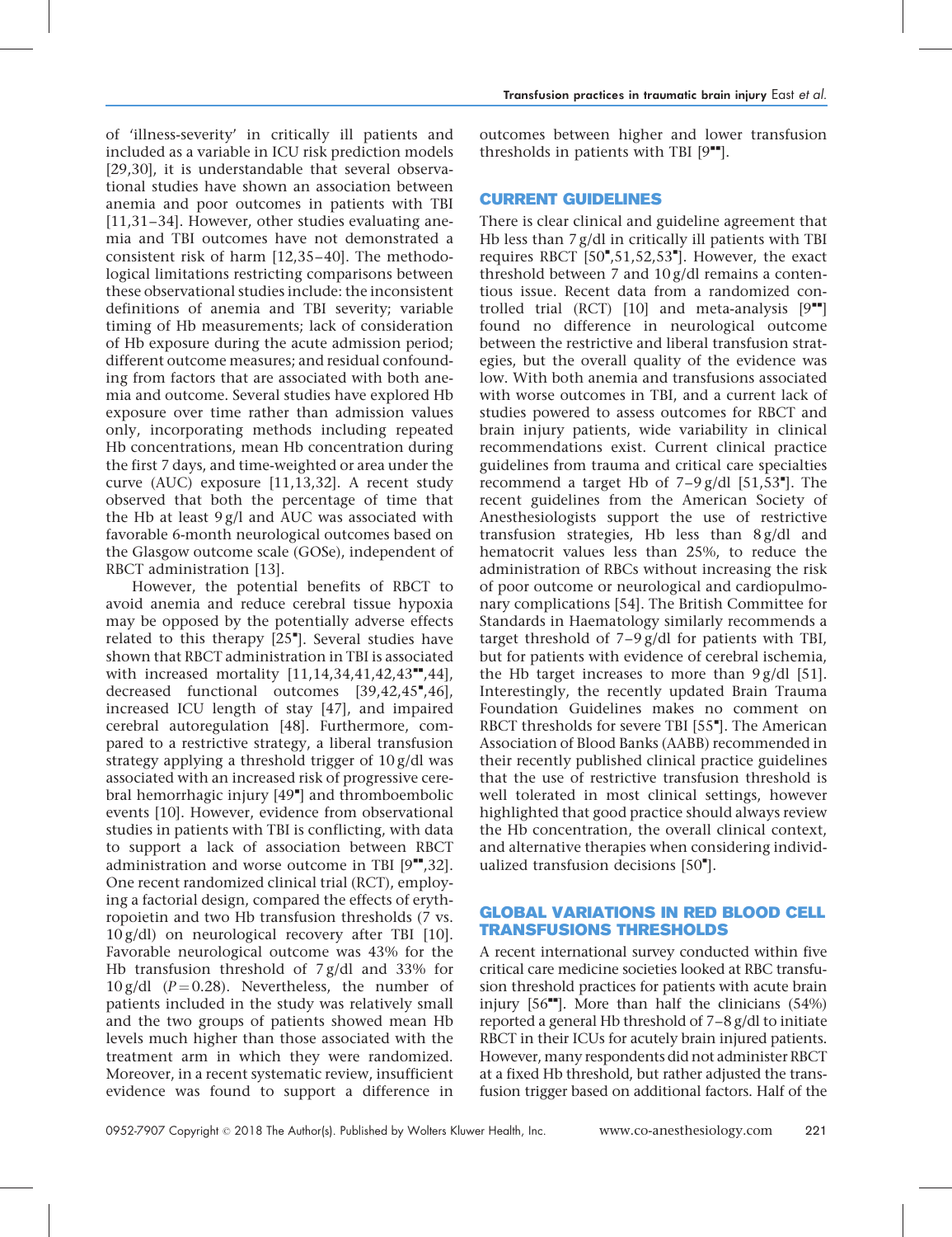of 'illness-severity' in critically ill patients and included as a variable in ICU risk prediction models [29,30], it is understandable that several observational studies have shown an association between anemia and poor outcomes in patients with TBI [11,31–34]. However, other studies evaluating anemia and TBI outcomes have not demonstrated a consistent risk of harm [12,35–40]. The methodological limitations restricting comparisons between these observational studies include: the inconsistent definitions of anemia and TBI severity; variable timing of Hb measurements; lack of consideration of Hb exposure during the acute admission period; different outcome measures; and residual confounding from factors that are associated with both anemia and outcome. Several studies have explored Hb exposure over time rather than admission values only, incorporating methods including repeated Hb concentrations, mean Hb concentration during the first 7 days, and time-weighted or area under the curve (AUC) exposure [11,13,32]. A recent study observed that both the percentage of time that the Hb at least 9 g/l and AUC was associated with favorable 6-month neurological outcomes based on the Glasgow outcome scale (GOSe), independent of RBCT administration [13].

However, the potential benefits of RBCT to avoid anemia and reduce cerebral tissue hypoxia may be opposed by the potentially adverse effects related to this therapy [25▪]. Several studies have shown that RBCT administration in TBI is associated with increased mortality [11,14,34,41,42,43▪▪,44], decreased functional outcomes [39,42,45▪,46], increased ICU length of stay [47], and impaired cerebral autoregulation [48]. Furthermore, compared to a restrictive strategy, a liberal transfusion strategy applying a threshold trigger of 10 g/dl was associated with an increased risk of progressive cerebral hemorrhagic injury [49▪] and thromboembolic events [10]. However, evidence from observational studies in patients with TBI is conflicting, with data to support a lack of association between RBCT administration and worse outcome in TBI [9▪▪,32]. One recent randomized clinical trial (RCT), employing a factorial design, compared the effects of erythropoietin and two Hb transfusion thresholds (7 vs. 10 g/dl) on neurological recovery after TBI [10]. Favorable neurological outcome was 43% for the Hb transfusion threshold of 7 g/dl and 33% for 10 g/dl ($P = 0.28$). Nevertheless, the number of patients included in the study was relatively small and the two groups of patients showed mean Hb levels much higher than those associated with the treatment arm in which they were randomized. Moreover, in a recent systematic review, insufficient evidence was found to support a difference in outcomes between higher and lower transfusion thresholds in patients with TBI [9▪▪].

## CURRENT GUIDELINES

There is clear clinical and guideline agreement that Hb less than 7 g/dl in critically ill patients with TBI requires RBCT [50▪,51,52,53▪]. However, the exact threshold between 7 and 10 g/dl remains a contentious issue. Recent data from a randomized controlled trial (RCT) [10] and meta-analysis [9▪▪] found no difference in neurological outcome between the restrictive and liberal transfusion strategies, but the overall quality of the evidence was low. With both anemia and transfusions associated with worse outcomes in TBI, and a current lack of studies powered to assess outcomes for RBCT and brain injury patients, wide variability in clinical recommendations exist. Current clinical practice guidelines from trauma and critical care specialties recommend a target Hb of 7–9 g/dl [51,53▪]. The recent guidelines from the American Society of Anesthesiologists support the use of restrictive transfusion strategies, Hb less than 8 g/dl and hematocrit values less than 25%, to reduce the administration of RBCs without increasing the risk of poor outcome or neurological and cardiopulmonary complications [54]. The British Committee for Standards in Haematology similarly recommends a target threshold of 7–9 g/dl for patients with TBI, but for patients with evidence of cerebral ischemia, the Hb target increases to more than 9 g/dl [51]. Interestingly, the recently updated Brain Trauma Foundation Guidelines makes no comment on RBCT thresholds for severe TBI [55▪]. The American Association of Blood Banks (AABB) recommended in their recently published clinical practice guidelines that the use of restrictive transfusion threshold is well tolerated in most clinical settings, however highlighted that good practice should always review the Hb concentration, the overall clinical context, and alternative therapies when considering individualized transfusion decisions [50▪].

## GLOBAL VARIATIONS IN RED BLOOD CELL TRANSFUSIONS THRESHOLDS

A recent international survey conducted within five critical care medicine societies looked at RBC transfusion threshold practices for patients with acute brain injury [56▪▪]. More than half the clinicians (54%) reported a general Hb threshold of 7–8 g/dl to initiate RBCT in their ICUs for acutely brain injured patients. However, many respondents did not administer RBCT at a fixed Hb threshold, but rather adjusted the transfusion trigger based on additional factors. Half of the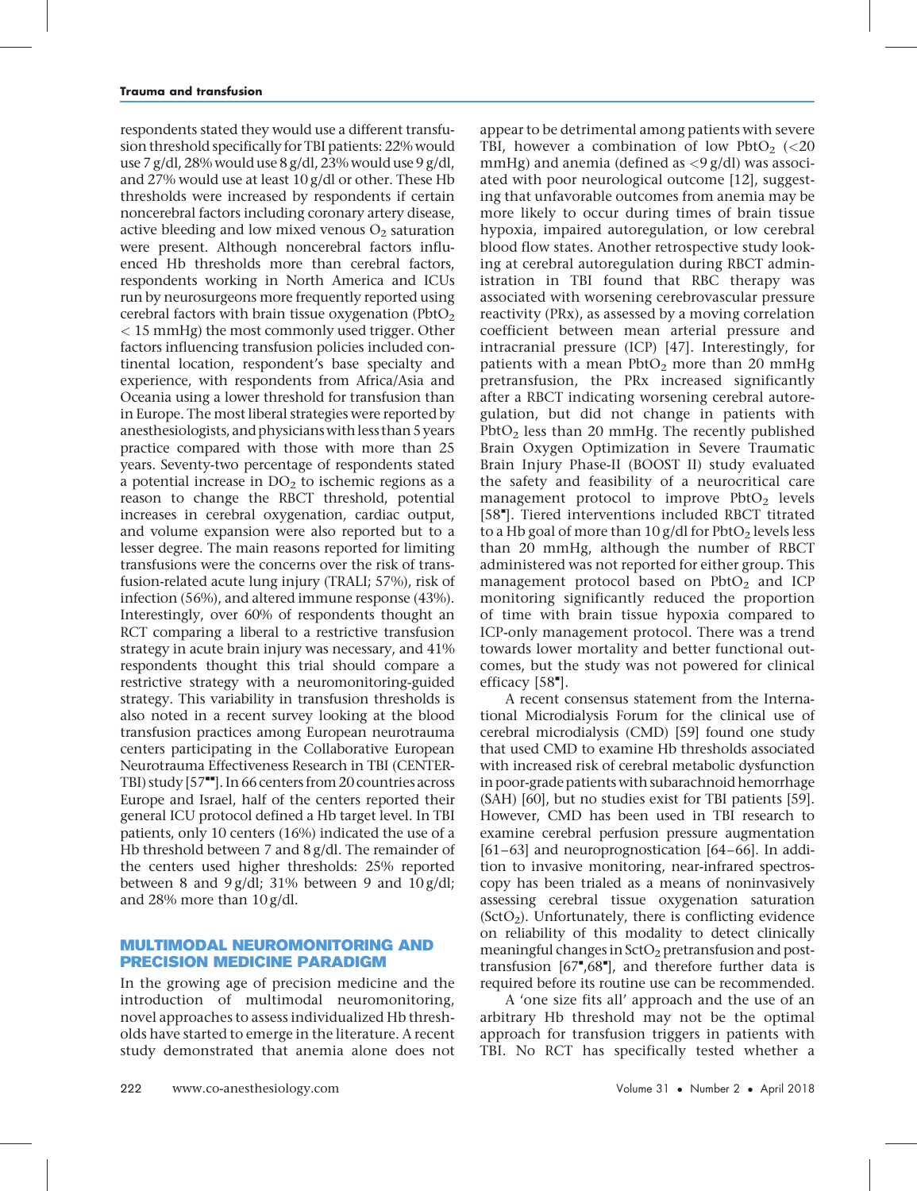respondents stated they would use a different transfusion threshold specifically for TBI patients: 22% would use 7 g/dl, 28% would use 8 g/dl, 23% would use 9 g/dl, and 27% would use at least 10 g/dl or other. These Hb thresholds were increased by respondents if certain noncerebral factors including coronary artery disease, active bleeding and low mixed venous $O_2$ saturation were present. Although noncerebral factors influenced Hb thresholds more than cerebral factors, respondents working in North America and ICUs run by neurosurgeons more frequently reported using cerebral factors with brain tissue oxygenation ($PbtO_2$ < 15 mmHg) the most commonly used trigger. Other factors influencing transfusion policies included continental location, respondent's base specialty and experience, with respondents from Africa/Asia and Oceania using a lower threshold for transfusion than in Europe. The most liberal strategies were reported by anesthesiologists, and physicians with less than 5 years practice compared with those with more than 25 years. Seventy-two percentage of respondents stated a potential increase in $DO_2$ to ischemic regions as a reason to change the RBCT threshold, potential increases in cerebral oxygenation, cardiac output, and volume expansion were also reported but to a lesser degree. The main reasons reported for limiting transfusions were the concerns over the risk of transfusion-related acute lung injury (TRALI; 57%), risk of infection (56%), and altered immune response (43%). Interestingly, over 60% of respondents thought an RCT comparing a liberal to a restrictive transfusion strategy in acute brain injury was necessary, and 41% respondents thought this trial should compare a restrictive strategy with a neuromonitoring-guided strategy. This variability in transfusion thresholds is also noted in a recent survey looking at the blood transfusion practices among European neurotrauma centers participating in the Collaborative European Neurotrauma Effectiveness Research in TBI (CENTER-TBI) study [57■■]. In 66 centers from 20 countries across Europe and Israel, half of the centers reported their general ICU protocol defined a Hb target level. In TBI patients, only 10 centers (16%) indicated the use of a Hb threshold between 7 and 8 g/dl. The remainder of the centers used higher thresholds: 25% reported between 8 and 9 g/dl; 31% between 9 and 10 g/dl; and 28% more than 10 g/dl.

## MULTIMODAL NEUROMONITORING AND PRECISION MEDICINE PARADIGM

In the growing age of precision medicine and the introduction of multimodal neuromonitoring, novel approaches to assess individualized Hb thresholds have started to emerge in the literature. A recent study demonstrated that anemia alone does not appear to be detrimental among patients with severe TBI, however a combination of low $PbtO_2$ (<20 mmHg) and anemia (defined as <9 g/dl) was associated with poor neurological outcome [12], suggesting that unfavorable outcomes from anemia may be more likely to occur during times of brain tissue hypoxia, impaired autoregulation, or low cerebral blood flow states. Another retrospective study looking at cerebral autoregulation during RBCT administration in TBI found that RBC therapy was associated with worsening cerebrovascular pressure reactivity (PRx), as assessed by a moving correlation coefficient between mean arterial pressure and intracranial pressure (ICP) [47]. Interestingly, for patients with a mean $PbtO_2$ more than 20 mmHg pretransfusion, the PRx increased significantly after a RBCT indicating worsening cerebral autoregulation, but did not change in patients with $PbtO_2$ less than 20 mmHg. The recently published Brain Oxygen Optimization in Severe Traumatic Brain Injury Phase-II (BOOST II) study evaluated the safety and feasibility of a neurocritical care management protocol to improve $PbtO_2$ levels [58■]. Tiered interventions included RBCT titrated to a Hb goal of more than 10 g/dl for $PbtO_2$ levels less than 20 mmHg, although the number of RBCT administered was not reported for either group. This management protocol based on $PbtO_2$ and ICP monitoring significantly reduced the proportion of time with brain tissue hypoxia compared to ICP-only management protocol. There was a trend towards lower mortality and better functional outcomes, but the study was not powered for clinical efficacy [58■].

A recent consensus statement from the International Microdialysis Forum for the clinical use of cerebral microdialysis (CMD) [59] found one study that used CMD to examine Hb thresholds associated with increased risk of cerebral metabolic dysfunction in poor-grade patients with subarachnoid hemorrhage (SAH) [60], but no studies exist for TBI patients [59]. However, CMD has been used in TBI research to examine cerebral perfusion pressure augmentation [61–63] and neuroprognostication [64–66]. In addition to invasive monitoring, near-infrared spectroscopy has been trialed as a means of noninvasively assessing cerebral tissue oxygenation saturation ($SctO_2$). Unfortunately, there is conflicting evidence on reliability of this modality to detect clinically meaningful changes in $SctO_2$ pretransfusion and posttransfusion [67■,68■], and therefore further data is required before its routine use can be recommended.

A 'one size fits all' approach and the use of an arbitrary Hb threshold may not be the optimal approach for transfusion triggers in patients with TBI. No RCT has specifically tested whether a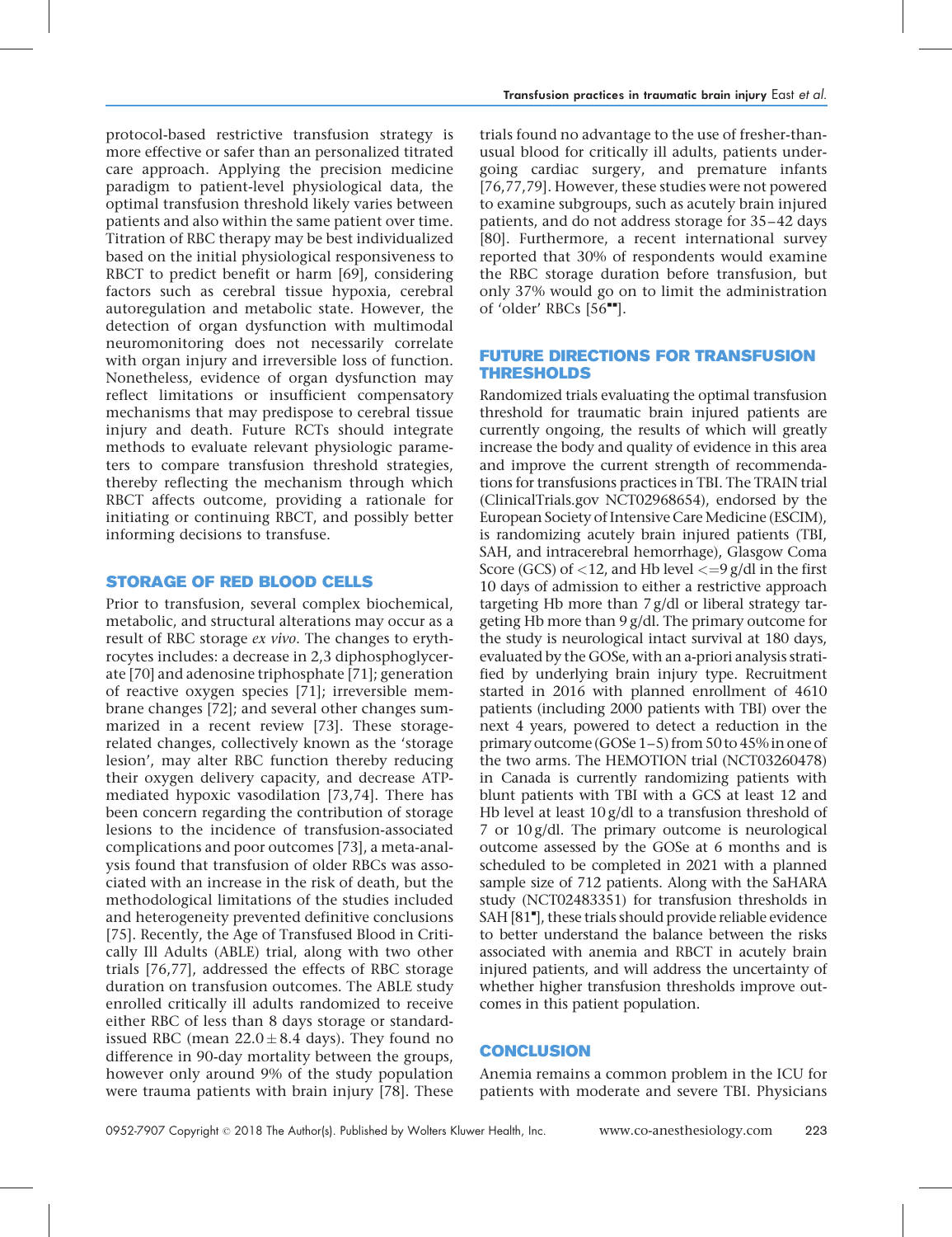protocol-based restrictive transfusion strategy is more effective or safer than an personalized titrated care approach. Applying the precision medicine paradigm to patient-level physiological data, the optimal transfusion threshold likely varies between patients and also within the same patient over time. Titration of RBC therapy may be best individualized based on the initial physiological responsiveness to RBCT to predict benefit or harm [69], considering factors such as cerebral tissue hypoxia, cerebral autoregulation and metabolic state. However, the detection of organ dysfunction with multimodal neuromonitoring does not necessarily correlate with organ injury and irreversible loss of function. Nonetheless, evidence of organ dysfunction may reflect limitations or insufficient compensatory mechanisms that may predispose to cerebral tissue injury and death. Future RCTs should integrate methods to evaluate relevant physiologic parameters to compare transfusion threshold strategies, thereby reflecting the mechanism through which RBCT affects outcome, providing a rationale for initiating or continuing RBCT, and possibly better informing decisions to transfuse.

## STORAGE OF RED BLOOD CELLS

Prior to transfusion, several complex biochemical, metabolic, and structural alterations may occur as a result of RBC storage *ex vivo*. The changes to erythrocytes includes: a decrease in 2,3 diphosphoglycerate [70] and adenosine triphosphate [71]; generation of reactive oxygen species [71]; irreversible membrane changes [72]; and several other changes summarized in a recent review [73]. These storage-related changes, collectively known as the 'storage lesion', may alter RBC function thereby reducing their oxygen delivery capacity, and decrease ATP-mediated hypoxic vasodilation [73,74]. There has been concern regarding the contribution of storage lesions to the incidence of transfusion-associated complications and poor outcomes [73], a meta-analysis found that transfusion of older RBCs was associated with an increase in the risk of death, but the methodological limitations of the studies included and heterogeneity prevented definitive conclusions [75]. Recently, the Age of Transfused Blood in Critically Ill Adults (ABLE) trial, along with two other trials [76,77], addressed the effects of RBC storage duration on transfusion outcomes. The ABLE study enrolled critically ill adults randomized to receive either RBC of less than 8 days storage or standard-issued RBC (mean $22.0 \pm 8.4$ days). They found no difference in 90-day mortality between the groups, however only around 9% of the study population were trauma patients with brain injury [78]. These trials found no advantage to the use of fresher-than-usual blood for critically ill adults, patients undergoing cardiac surgery, and premature infants [76,77,79]. However, these studies were not powered to examine subgroups, such as acutely brain injured patients, and do not address storage for 35–42 days [80]. Furthermore, a recent international survey reported that 30% of respondents would examine the RBC storage duration before transfusion, but only 37% would go on to limit the administration of 'older' RBCs [56▪▪].

## FUTURE DIRECTIONS FOR TRANSFUSION THRESHOLDS

Randomized trials evaluating the optimal transfusion threshold for traumatic brain injured patients are currently ongoing, the results of which will greatly increase the body and quality of evidence in this area and improve the current strength of recommendations for transfusions practices in TBI. The TRAIN trial (ClinicalTrials.gov NCT02968654), endorsed by the European Society of Intensive Care Medicine (ESCIM), is randomizing acutely brain injured patients (TBI, SAH, and intracerebral hemorrhage), Glasgow Coma Score (GCS) of <12, and Hb level <=9 g/dl in the first 10 days of admission to either a restrictive approach targeting Hb more than 7 g/dl or liberal strategy targeting Hb more than 9 g/dl. The primary outcome for the study is neurological intact survival at 180 days, evaluated by the GOSe, with an a-priori analysis stratified by underlying brain injury type. Recruitment started in 2016 with planned enrollment of 4610 patients (including 2000 patients with TBI) over the next 4 years, powered to detect a reduction in the primary outcome (GOSe 1–5) from 50 to 45% in one of the two arms. The HEMOTION trial (NCT03260478) in Canada is currently randomizing patients with blunt patients with TBI with a GCS at least 12 and Hb level at least 10 g/dl to a transfusion threshold of 7 or 10 g/dl. The primary outcome is neurological outcome assessed by the GOSe at 6 months and is scheduled to be completed in 2021 with a planned sample size of 712 patients. Along with the SaHARA study (NCT02483351) for transfusion thresholds in SAH [81▪], these trials should provide reliable evidence to better understand the balance between the risks associated with anemia and RBCT in acutely brain injured patients, and will address the uncertainty of whether higher transfusion thresholds improve outcomes in this patient population.

## CONCLUSION

Anemia remains a common problem in the ICU for patients with moderate and severe TBI. Physicians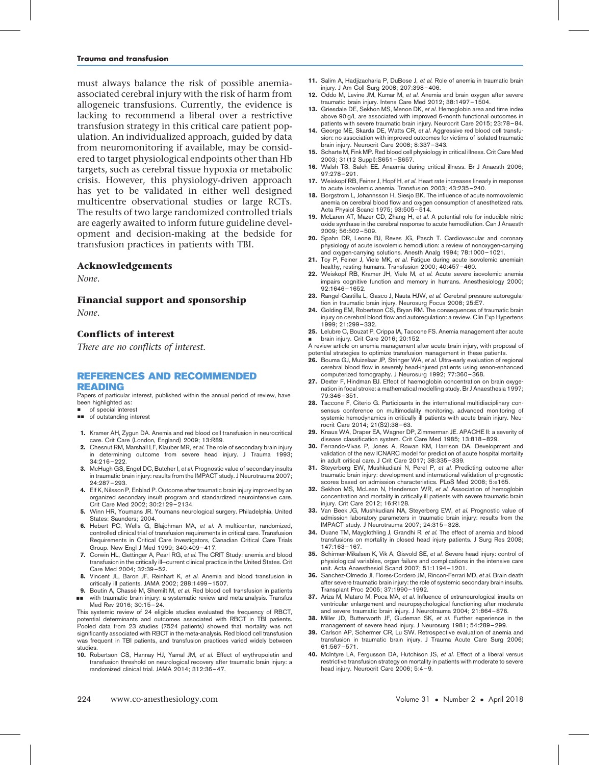must always balance the risk of possible anemia-associated cerebral injury with the risk of harm from allogeneic transfusions. Currently, the evidence is lacking to recommend a liberal over a restrictive transfusion strategy in this critical care patient population. An individualized approach, guided by data from neuromonitoring if available, may be considered to target physiological endpoints other than Hb targets, such as cerebral tissue hypoxia or metabolic crisis. However, this physiology-driven approach has yet to be validated in either well designed multicentre observational studies or large RCTs. The results of two large randomized controlled trials are eagerly awaited to inform future guideline development and decision-making at the bedside for transfusion practices in patients with TBI.

## Acknowledgements

*None.*

## Financial support and sponsorship

*None.*

## Conflicts of interest

*There are no conflicts of interest.*

## REFERENCES AND RECOMMENDED READING

Papers of particular interest, published within the annual period of review, have been highlighted as:

- ▪ of special interest
- ▪▪ of outstanding interest

1. Kramer AH, Zygun DA. Anemia and red blood cell transfusion in neurocritical care. Crit Care (London, England) 2009; 13:R89.
2. Chesnut RM, Marshall LF, Klauber MR, *et al.* The role of secondary brain injury in determining outcome from severe head injury. J Trauma 1993; 34:216–222.
3. McHugh GS, Engel DC, Butcher I, *et al.* Prognostic value of secondary insults in traumatic brain injury: results from the IMPACT study. J Neurotrauma 2007; 24:287–293.
4. Elf K, Nilsson P, Enblad P. Outcome after traumatic brain injury improved by an organized secondary insult program and standardized neurointensive care. Crit Care Med 2002; 30:2129–2134.
5. Winn HR, Youmans JR. Youmans neurological surgery. Philadelphia, United States: Saunders; 2004.
6. Hebert PC, Wells G, Blajchman MA, *et al.* A multicenter, randomized, controlled clinical trial of transfusion requirements in critical care. Transfusion Requirements in Critical Care Investigators, Canadian Critical Care Trials Group. New Engl J Med 1999; 340:409–417.
7. Corwin HL, Gettinger A, Pearl RG, *et al.* The CRIT Study: anemia and blood transfusion in the critically ill—current clinical practice in the United States. Crit Care Med 2004; 32:39–52.
8. Vincent JL, Baron JF, Reinhart K, *et al.* Anemia and blood transfusion in critically ill patients. JAMA 2002; 288:1499–1507.
9. ▪▪ Boutin A, Chassé M, Shemilt M, *et al.* Red blood cell transfusion in patients with traumatic brain injury: a systematic review and meta-analysis. Transfus Med Rev 2016; 30:15–24.

This systemic review of 24 eligible studies evaluated the frequency of RBCT, potential determinants and outcomes associated with RBCT in TBI patients. Pooled data from 23 studies (7524 patients) showed that mortality was not significantly associated with RBCT in the meta-analysis. Red blood cell transfusion was frequent in TBI patients, and transfusion practices varied widely between studies.

10. Robertson CS, Hannay HJ, Yamal JM, *et al.* Effect of erythropoietin and transfusion threshold on neurological recovery after traumatic brain injury: a randomized clinical trial. JAMA 2014; 312:36–47.
11. Salim A, Hadjizacharia P, DuBose J, *et al.* Role of anemia in traumatic brain injury. J Am Coll Surg 2008; 207:398–406.
12. Oddo M, Levine JM, Kumar M, *et al.* Anemia and brain oxygen after severe traumatic brain injury. Intens Care Med 2012; 38:1497–1504.
13. Griesdale DE, Sekhon MS, Menon DK, *et al.* Hemoglobin area and time index above 90 g/L are associated with improved 6-month functional outcomes in patients with severe traumatic brain injury. Neurocrit Care 2015; 23:78–84.
14. George ME, Skarda DE, Watts CR, *et al.* Aggressive red blood cell transfusion: no association with improved outcomes for victims of isolated traumatic brain injury. Neurocrit Care 2008; 8:337–343.
15. Scharte M, Fink MP. Red blood cell physiology in critical illness. Crit Care Med 2003; 31(12 Suppl):S651–S657.
16. Walsh TS, Saleh EE. Anaemia during critical illness. Br J Anaesth 2006; 97:278–291.
17. Weiskopf RB, Feiner J, Hopf H, *et al.* Heart rate increases linearly in response to acute isovolemic anemia. Transfusion 2003; 43:235–240.
18. Borgstrom L, Johannsson H, Siesjo BK. The influence of acute normovolemic anemia on cerebral blood flow and oxygen consumption of anesthetized rats. Acta Physiol Scand 1975; 93:505–514.
19. McLaren AT, Mazer CD, Zhang H, *et al.* A potential role for inducible nitric oxide synthase in the cerebral response to acute hemodilution. Can J Anaesth 2009; 56:502–509.
20. Spahn DR, Leone BJ, Reves JG, Pasch T. Cardiovascular and coronary physiology of acute isovolemic hemodilution: a review of nonoxygen-carrying and oxygen-carrying solutions. Anesth Analg 1994; 78:1000–1021.
21. Toy P, Feiner J, Viele MK, *et al.* Fatigue during acute isovolemic anemiain healthy, resting humans. Transfusion 2000; 40:457–460.
22. Weiskopf RB, Kramer JH, Viele M, *et al.* Acute severe isovolemic anemia impairs cognitive function and memory in humans. Anesthesiology 2000; 92:1646–1652.
23. Rangel-Castilla L, Gasco J, Nauta HJW, *et al.* Cerebral pressure autoregulation in traumatic brain injury. Neurosurg Focus 2008; 25:E7.
24. Golding EM, Robertson CS, Bryan RM. The consequences of traumatic brain injury on cerebral blood flow and autoregulation: a review. Clin Exp Hypertens 1999; 21:299–332.
25. ▪ Lelubre C, Bouzat P, Crippa IA, Taccone FS. Anemia management after acute brain injury. Crit Care 2016; 20:152.

A review article on anemia management after acute brain injury, with proposal of potential strategies to optimize transfusion management in these patients.

26. Bouma GJ, Muizelaar JP, Stringer WA, *et al.* Ultra-early evaluation of regional cerebral blood flow in severely head-injured patients using xenon-enhanced computerized tomography. J Neurosurg 1992; 77:360–368.
27. Dexter F, Hindman BJ. Effect of haemoglobin concentration on brain oxygenation in focal stroke: a mathematical modelling study. Br J Anaesthesia 1997; 79:346–351.
28. Taccone F, Citerio G. Participants in the international multidisciplinary consensus conference on multimodality monitoring. advanced monitoring of systemic hemodynamics in critically ill patients with acute brain injury. Neurocrit Care 2014; 21(S2):38–63.
29. Knaus WA, Draper EA, Wagner DP, Zimmerman JE. APACHE II: a severity of disease classification system. Crit Care Med 1985; 13:818–829.
30. Ferrando-Vivas P, Jones A, Rowan KM, Harrison DA. Development and validation of the new ICNARC model for prediction of acute hospital mortality in adult critical care. J Crit Care 2017; 38:335–339.
31. Steyerberg EW, Mushkudiani N, Perel P, *et al.* Predicting outcome after traumatic brain injury: development and international validation of prognostic scores based on admission characteristics. PLoS Med 2008; 5:e165.
32. Sekhon MS, McLean N, Henderson WR, *et al.* Association of hemoglobin concentration and mortality in critically ill patients with severe traumatic brain injury. Crit Care 2012; 16:R128.
33. Van Beek JG, Mushkudiani NA, Steyerberg EW, *et al.* Prognostic value of admission laboratory parameters in traumatic brain injury: results from the IMPACT study. J Neurotrauma 2007; 24:315–328.
34. Duane TM, Mayglothling J, Grandhi R, *et al.* The effect of anemia and blood transfusions on mortality in closed head injury patients. J Surg Res 2008; 147:163–167.
35. Schirmer-Mikalsen K, Vik A, Gisvold SE, *et al.* Severe head injury: control of physiological variables, organ failure and complications in the intensive care unit. Acta Anaesthesiol Scand 2007; 51:1194–1201.
36. Sanchez-Olmedo JI, Flores-Cordero JM, Rincon-Ferrari MD, *et al.* Brain death after severe traumatic brain injury: the role of systemic secondary brain insults. Transplant Proc 2005; 37:1990–1992.
37. Ariza M, Mataro M, Poca MA, *et al.* Influence of extraneurological insults on ventricular enlargement and neuropsychological functioning after moderate and severe traumatic brain injury. J Neurotrauma 2004; 21:864–876.
38. Miller JD, Butterworth JF, Gudeman SK, *et al.* Further experience in the management of severe head injury. J Neurosurg 1981; 54:289–299.
39. Carlson AP, Schermer CR, Lu SW. Retrospective evaluation of anemia and transfusion in traumatic brain injury. J Trauma Acute Care Surg 2006; 61:567–571.
40. McIntyre LA, Fergusson DA, Hutchison JS, *et al.* Effect of a liberal versus restrictive transfusion strategy on mortality in patients with moderate to severe head injury. Neurocrit Care 2006; 5:4–9.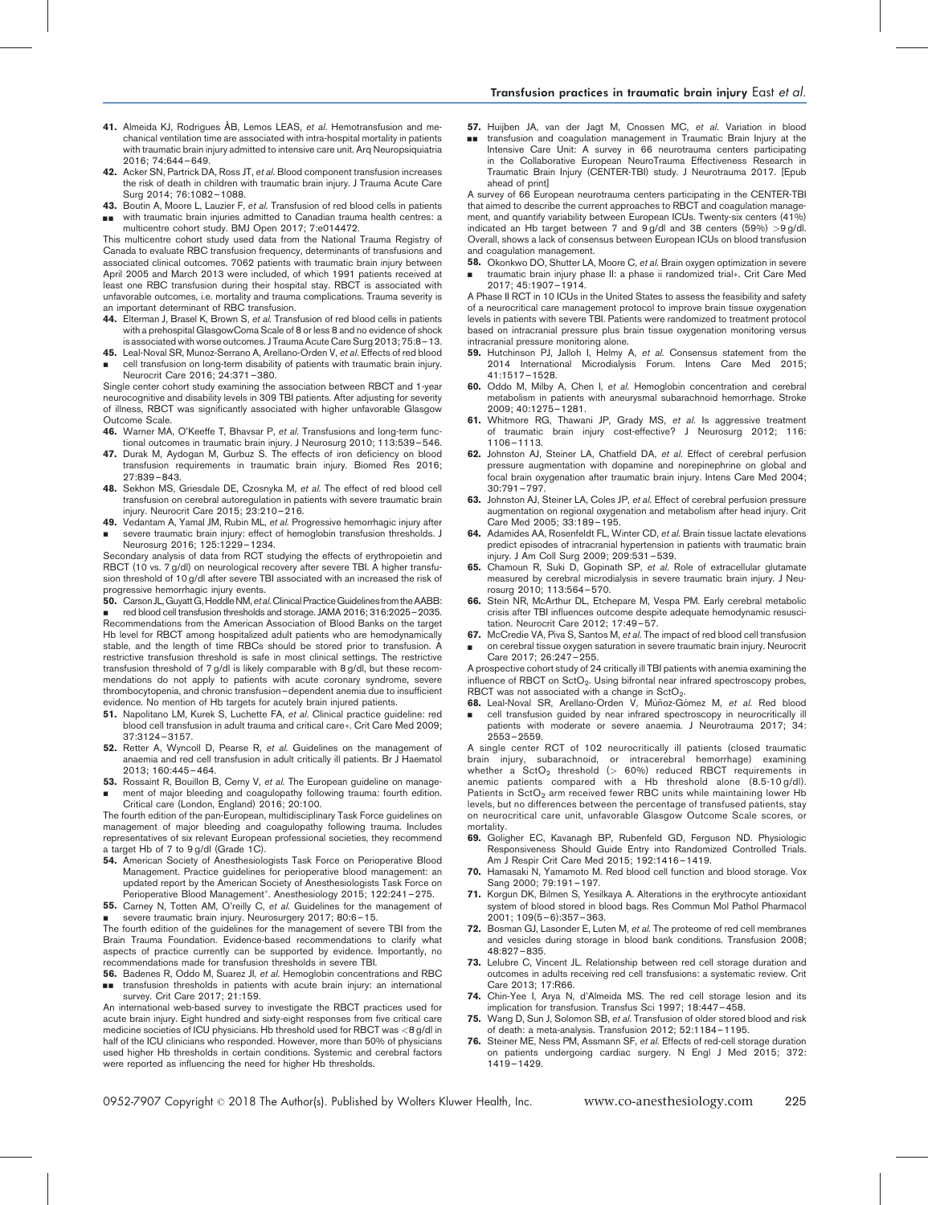41. Almeida KJ, Rodrigues ÂB, Lemos LEAS, *et al.* Hemotransfusion and mechanical ventilation time are associated with intra-hospital mortality in patients with traumatic brain injury admitted to intensive care unit. Arq Neuropsiquiatria 2016; 74:644–649.

42. Acker SN, Partrick DA, Ross JT, *et al.* Blood component transfusion increases the risk of death in children with traumatic brain injury. J Trauma Acute Care Surg 2014; 76:1082–1088.

43. ▪▪ Boutin A, Moore L, Lauzier F, *et al.* Transfusion of red blood cells in patients with traumatic brain injuries admitted to Canadian trauma health centres: a multicentre cohort study. BMJ Open 2017; 7:e014472.

This multicentre cohort study used data from the National Trauma Registry of Canada to evaluate RBC transfusion frequency, determinants of transfusions and associated clinical outcomes. 7062 patients with traumatic brain injury between April 2005 and March 2013 were included, of which 1991 patients received at least one RBC transfusion during their hospital stay. RBCT is associated with unfavorable outcomes, i.e. mortality and trauma complications. Trauma severity is an important determinant of RBC transfusion.

44. Elterman J, Brasel K, Brown S, *et al.* Transfusion of red blood cells in patients with a prehospital GlasgowComa Scale of 8 or less 8 and no evidence of shock is associated with worse outcomes. J Trauma Acute Care Surg 2013; 75:8–13.

45. ▪ Leal-Noval SR, Munoz-Serrano A, Arellano-Orden V, *et al.* Effects of red blood cell transfusion on long-term disability of patients with traumatic brain injury. Neurocrit Care 2016; 24:371–380.

Single center cohort study examining the association between RBCT and 1-year neurocognitive and disability levels in 309 TBI patients. After adjusting for severity of illness, RBCT was significantly associated with higher unfavorable Glasgow Outcome Scale.

46. Warner MA, O'Keeffe T, Bhavsar P, *et al.* Transfusions and long-term functional outcomes in traumatic brain injury. J Neurosurg 2010; 113:539–546.

47. Durak M, Aydogan M, Gurbuz S. The effects of iron deficiency on blood transfusion requirements in traumatic brain injury. Biomed Res 2016; 27:839–843.

48. Sekhon MS, Griesdale DE, Czosnyka M, *et al.* The effect of red blood cell transfusion on cerebral autoregulation in patients with severe traumatic brain injury. Neurocrit Care 2015; 23:210–216.

49. ▪ Vedantam A, Yamal JM, Rubin ML, *et al.* Progressive hemorrhagic injury after severe traumatic brain injury: effect of hemoglobin transfusion thresholds. J Neurosurg 2016; 125:1229–1234.

Secondary analysis of data from RCT studying the effects of erythropoietin and RBCT (10 vs. 7 g/dl) on neurological recovery after severe TBI. A higher transfusion threshold of 10 g/dl after severe TBI associated with an increased the risk of progressive hemorrhagic injury events.

50. ▪ Carson JL, Guyatt G, Heddle NM, *et al.* Clinical Practice Guidelines from the AABB: red blood cell transfusion thresholds and storage. JAMA 2016; 316:2025–2035.

Recommendations from the American Association of Blood Banks on the target Hb level for RBCT among hospitalized adult patients who are hemodynamically stable, and the length of time RBCs should be stored prior to transfusion. A restrictive transfusion threshold is safe in most clinical settings. The restrictive transfusion threshold of 7 g/dl is likely comparable with 8 g/dl, but these recommendations do not apply to patients with acute coronary syndrome, severe thrombocytopenia, and chronic transfusion–dependent anemia due to insufficient evidence. No mention of Hb targets for acutely brain injured patients.

51. Napolitano LM, Kurek S, Luchette FA, *et al.* Clinical practice guideline: red blood cell transfusion in adult trauma and critical care*. Crit Care Med 2009; 37:3124–3157.

52. Retter A, Wyncoll D, Pearse R, *et al.* Guidelines on the management of anaemia and red cell transfusion in adult critically ill patients. Br J Haematol 2013; 160:445–464.

53. ▪ Rossaint R, Bouillon B, Cerny V, *et al.* The European guideline on management of major bleeding and coagulopathy following trauma: fourth edition. Critical care (London, England) 2016; 20:100.

The fourth edition of the pan-European, multidisciplinary Task Force guidelines on management of major bleeding and coagulopathy following trauma. Includes representatives of six relevant European professional societies, they recommend a target Hb of 7 to 9 g/dl (Grade 1C).

54. American Society of Anesthesiologists Task Force on Perioperative Blood Management. Practice guidelines for perioperative blood management: an updated report by the American Society of Anesthesiologists Task Force on Perioperative Blood Management*. Anesthesiology 2015; 122:241–275.

55. ▪ Carney N, Totten AM, O'reilly C, *et al.* Guidelines for the management of severe traumatic brain injury. Neurosurgery 2017; 80:6–15.

The fourth edition of the guidelines for the management of severe TBI from the Brain Trauma Foundation. Evidence-based recommendations to clarify what aspects of practice currently can be supported by evidence. Importantly, no recommendations made for transfusion thresholds in severe TBI.

56. ▪▪ Badenes R, Oddo M, Suarez JI, *et al.* Hemoglobin concentrations and RBC transfusion thresholds in patients with acute brain injury: an international survey. Crit Care 2017; 21:159.

An international web-based survey to investigate the RBCT practices used for acute brain injury. Eight hundred and sixty-eight responses from five critical care medicine societies of ICU physicians. Hb threshold used for RBCT was <8 g/dl in half of the ICU clinicians who responded. However, more than 50% of physicians used higher Hb thresholds in certain conditions. Systemic and cerebral factors were reported as influencing the need for higher Hb thresholds.

57. ▪▪ Huijben JA, van der Jagt M, Cnossen MC, *et al.* Variation in blood transfusion and coagulation management in Traumatic Brain Injury at the Intensive Care Unit: A survey in 66 neurotrauma centers participating in the Collaborative European NeuroTrauma Effectiveness Research in Traumatic Brain Injury (CENTER-TBI) study. J Neurotrauma 2017. [Epub ahead of print]

A survey of 66 European neurotrauma centers participating in the CENTER-TBI that aimed to describe the current approaches to RBCT and coagulation management, and quantify variability between European ICUs. Twenty-six centers (41%) indicated an Hb target between 7 and 9 g/dl and 38 centers (59%) >9 g/dl. Overall, shows a lack of consensus between European ICUs on blood transfusion and coagulation management.

58. ▪ Okonkwo DO, Shutter LA, Moore C, *et al.* Brain oxygen optimization in severe traumatic brain injury phase II: a phase ii randomized trial*. Crit Care Med 2017; 45:1907–1914.

A Phase II RCT in 10 ICUs in the United States to assess the feasibility and safety of a neurocritical care management protocol to improve brain tissue oxygenation levels in patients with severe TBI. Patients were randomized to treatment protocol based on intracranial pressure plus brain tissue oxygenation monitoring versus intracranial pressure monitoring alone.

59. Hutchinson PJ, Jalloh I, Helmy A, *et al.* Consensus statement from the 2014 International Microdialysis Forum. Intens Care Med 2015; 41:1517–1528.

60. Oddo M, Milby A, Chen I, *et al.* Hemoglobin concentration and cerebral metabolism in patients with aneurysmal subarachnoid hemorrhage. Stroke 2009; 40:1275–1281.

61. Whitmore RG, Thawani JP, Grady MS, *et al.* Is aggressive treatment of traumatic brain injury cost-effective? J Neurosurg 2012; 116: 1106–1113.

62. Johnston AJ, Steiner LA, Chatfield DA, *et al.* Effect of cerebral perfusion pressure augmentation with dopamine and norepinephrine on global and focal brain oxygenation after traumatic brain injury. Intens Care Med 2004; 30:791–797.

63. Johnston AJ, Steiner LA, Coles JP, *et al.* Effect of cerebral perfusion pressure augmentation on regional oxygenation and metabolism after head injury. Crit Care Med 2005; 33:189–195.

64. Adamides AA, Rosenfeldt FL, Winter CD, *et al.* Brain tissue lactate elevations predict episodes of intracranial hypertension in patients with traumatic brain injury. J Am Coll Surg 2009; 209:531–539.

65. Chamoun R, Suki D, Gopinath SP, *et al.* Role of extracellular glutamate measured by cerebral microdialysis in severe traumatic brain injury. J Neurosurg 2010; 113:564–570.

66. Stein NR, McArthur DL, Etchepare M, Vespa PM. Early cerebral metabolic crisis after TBI influences outcome despite adequate hemodynamic resuscitation. Neurocrit Care 2012; 17:49–57.

67. ▪ McCredie VA, Piva S, Santos M, *et al.* The impact of red blood cell transfusion on cerebral tissue oxygen saturation in severe traumatic brain injury. Neurocrit Care 2017; 26:247–255.

A prospective cohort study of 24 critically ill TBI patients with anemia examining the influence of RBCT on $SctO_2$. Using bifrontal near infrared spectroscopy probes, RBCT was not associated with a change in $SctO_2$.

68. ▪ Leal-Noval SR, Arellano-Orden V, Múñoz-Gómez M, *et al.* Red blood cell transfusion guided by near infrared spectroscopy in neurocritically ill patients with moderate or severe anaemia. J Neurotrauma 2017; 34: 2553–2559.

A single center RCT of 102 neurocritically ill patients (closed traumatic brain injury, subarachnoid, or intracerebral hemorrhage) examining whether a $SctO_2$ threshold (> 60%) reduced RBCT requirements in anemic patients compared with a Hb threshold alone (8.5-10 g/dl). Patients in $SctO_2$ arm received fewer RBC units while maintaining lower Hb levels, but no differences between the percentage of transfused patients, stay on neurocritical care unit, unfavorable Glasgow Outcome Scale scores, or mortality.

69. Goligher EC, Kavanagh BP, Rubenfeld GD, Ferguson ND. Physiologic Responsiveness Should Guide Entry into Randomized Controlled Trials. Am J Respir Crit Care Med 2015; 192:1416–1419.

70. Hamasaki N, Yamamoto M. Red blood cell function and blood storage. Vox Sang 2000; 79:191–197.

71. Korgun DK, Bilmen S, Yesilkaya A. Alterations in the erythrocyte antioxidant system of blood stored in blood bags. Res Commun Mol Pathol Pharmacol 2001; 109(5–6):357–363.

72. Bosman GJ, Lasonder E, Luten M, *et al.* The proteome of red cell membranes and vesicles during storage in blood bank conditions. Transfusion 2008; 48:827–835.

73. Lelubre C, Vincent JL. Relationship between red cell storage duration and outcomes in adults receiving red cell transfusions: a systematic review. Crit Care 2013; 17:R66.

74. Chin-Yee I, Arya N, d'Almeida MS. The red cell storage lesion and its implication for transfusion. Transfus Sci 1997; 18:447–458.

75. Wang D, Sun J, Solomon SB, *et al.* Transfusion of older stored blood and risk of death: a meta-analysis. Transfusion 2012; 52:1184–1195.

76. Steiner ME, Ness PM, Assmann SF, *et al.* Effects of red-cell storage duration on patients undergoing cardiac surgery. N Engl J Med 2015; 372: 1419–1429.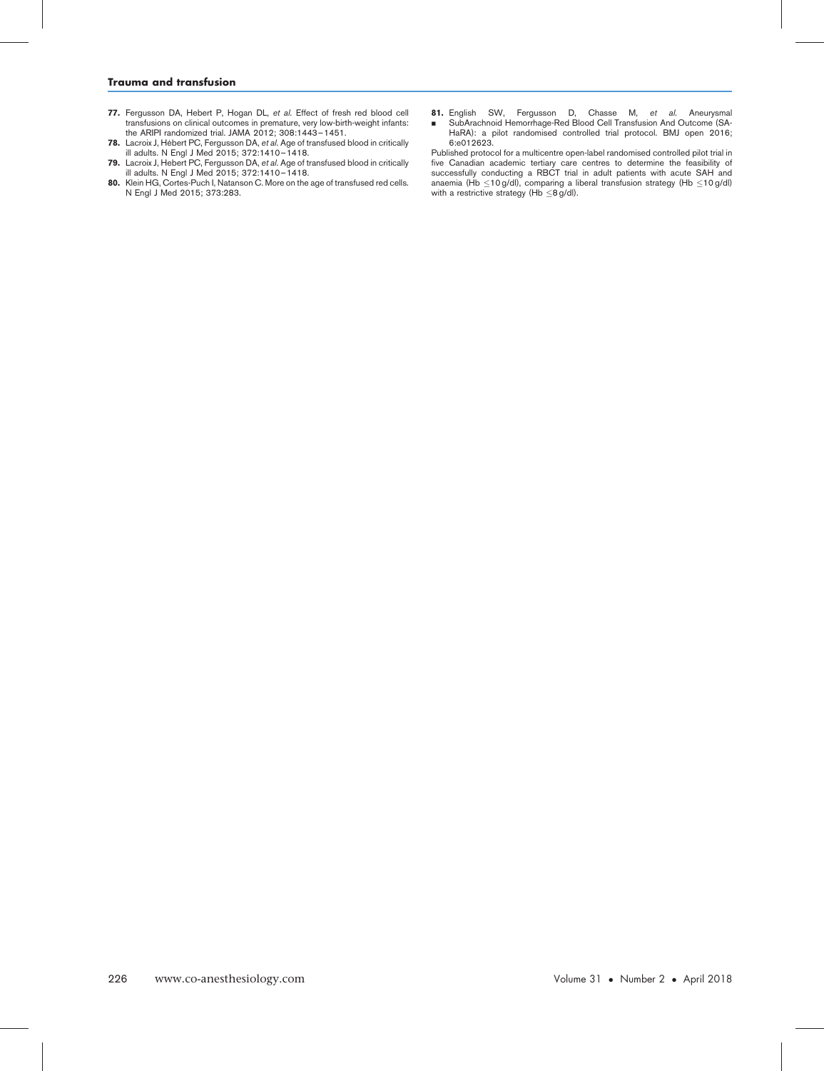77. Fergusson DA, Hebert P, Hogan DL, *et al.* Effect of fresh red blood cell transfusions on clinical outcomes in premature, very low-birth-weight infants: the ARIPI randomized trial. JAMA 2012; 308:1443–1451.

78. Lacroix J, Hébert PC, Fergusson DA, *et al.* Age of transfused blood in critically ill adults. N Engl J Med 2015; 372:1410–1418.

79. Lacroix J, Hebert PC, Fergusson DA, *et al.* Age of transfused blood in critically ill adults. N Engl J Med 2015; 372:1410–1418.

80. Klein HG, Cortes-Puch I, Natanson C. More on the age of transfused red cells. N Engl J Med 2015; 373:283.

81. ▪ English SW, Fergusson D, Chasse M, *et al.* Aneurysmal SubArachnoid Hemorrhage-Red Blood Cell Transfusion And Outcome (SAHaRA): a pilot randomised controlled trial protocol. BMJ open 2016; 6:e012623.

Published protocol for a multicentre open-label randomised controlled pilot trial in five Canadian academic tertiary care centres to determine the feasibility of successfully conducting a RBCT trial in adult patients with acute SAH and anaemia (Hb $\leq$10 g/dl), comparing a liberal transfusion strategy (Hb $\leq$10 g/dl) with a restrictive strategy (Hb $\leq$8 g/dl).